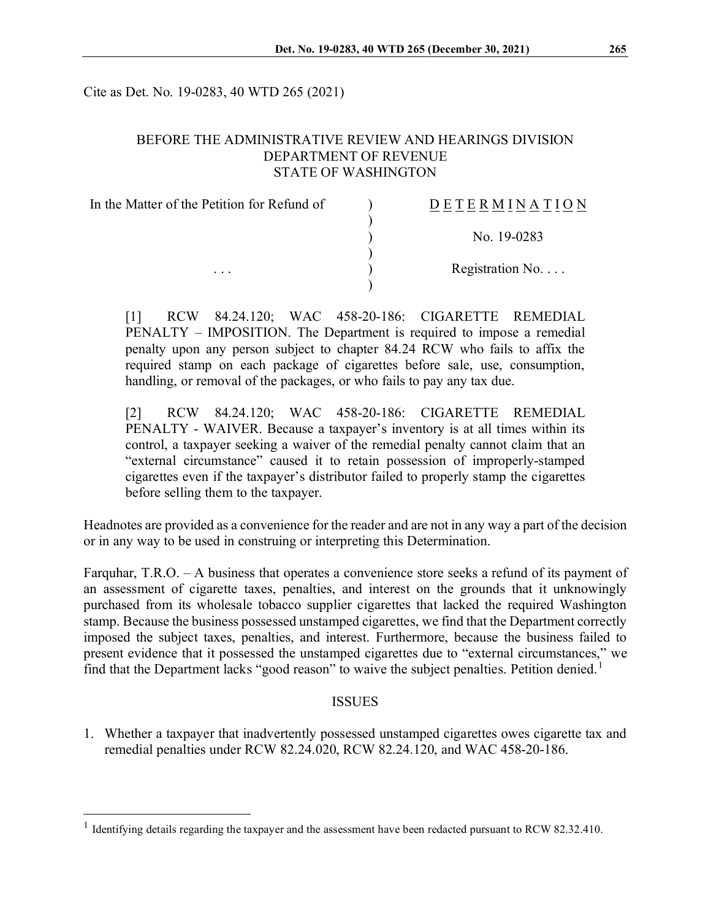Cite as Det. No. 19-0283, 40 WTD 265 (2021)

BEFORE THE ADMINISTRATIVE REVIEW AND HEARINGS DIVISION
DEPARTMENT OF REVENUE
STATE OF WASHINGTON

| In the Matter of the Petition for Refund of | ) | DETERMINATION |
|---|---|---|
| | ) | |
| | ) | No. 19-0283 |
| | ) | |
| . . . | ) | Registration No. . . . |
| | ) | |

[1] RCW 84.24.120; WAC 458-20-186: CIGARETTE REMEDIAL PENALTY – IMPOSITION. The Department is required to impose a remedial penalty upon any person subject to chapter 84.24 RCW who fails to affix the required stamp on each package of cigarettes before sale, use, consumption, handling, or removal of the packages, or who fails to pay any tax due.

[2] RCW 84.24.120; WAC 458-20-186: CIGARETTE REMEDIAL PENALTY - WAIVER. Because a taxpayer's inventory is at all times within its control, a taxpayer seeking a waiver of the remedial penalty cannot claim that an "external circumstance" caused it to retain possession of improperly-stamped cigarettes even if the taxpayer's distributor failed to properly stamp the cigarettes before selling them to the taxpayer.

Headnotes are provided as a convenience for the reader and are not in any way a part of the decision or in any way to be used in construing or interpreting this Determination.

Farquhar, T.R.O. – A business that operates a convenience store seeks a refund of its payment of an assessment of cigarette taxes, penalties, and interest on the grounds that it unknowingly purchased from its wholesale tobacco supplier cigarettes that lacked the required Washington stamp. Because the business possessed unstamped cigarettes, we find that the Department correctly imposed the subject taxes, penalties, and interest. Furthermore, because the business failed to present evidence that it possessed the unstamped cigarettes due to "external circumstances," we find that the Department lacks "good reason" to waive the subject penalties. Petition denied.[1]

## ISSUES

1. Whether a taxpayer that inadvertently possessed unstamped cigarettes owes cigarette tax and remedial penalties under RCW 82.24.020, RCW 82.24.120, and WAC 458-20-186.

---

[1] Identifying details regarding the taxpayer and the assessment have been redacted pursuant to RCW 82.32.410.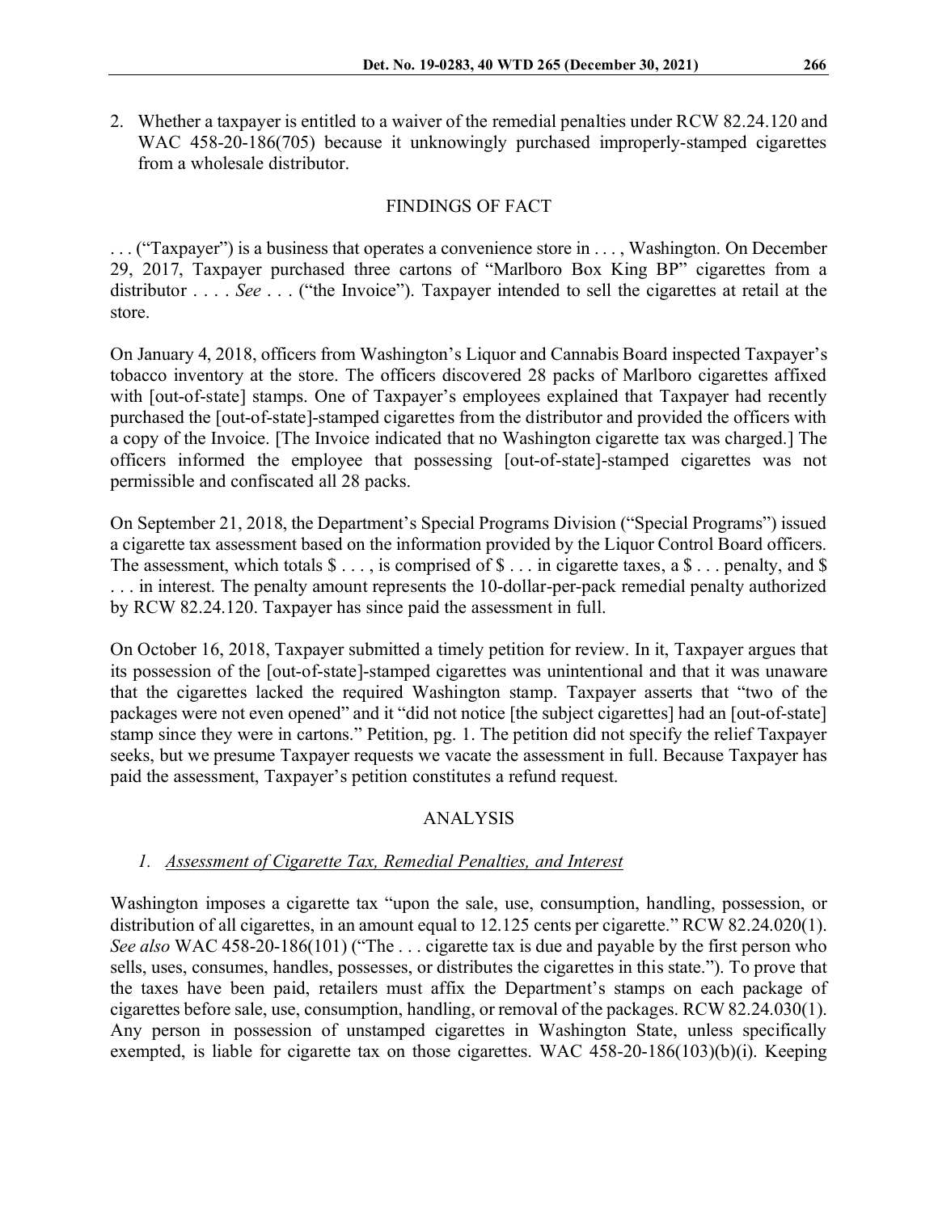2. Whether a taxpayer is entitled to a waiver of the remedial penalties under RCW 82.24.120 and WAC 458-20-186(705) because it unknowingly purchased improperly-stamped cigarettes from a wholesale distributor.

## FINDINGS OF FACT

. . . ("Taxpayer") is a business that operates a convenience store in . . . , Washington. On December 29, 2017, Taxpayer purchased three cartons of "Marlboro Box King BP" cigarettes from a distributor . . . . *See* . . . ("the Invoice"). Taxpayer intended to sell the cigarettes at retail at the store.

On January 4, 2018, officers from Washington's Liquor and Cannabis Board inspected Taxpayer's tobacco inventory at the store. The officers discovered 28 packs of Marlboro cigarettes affixed with [out-of-state] stamps. One of Taxpayer's employees explained that Taxpayer had recently purchased the [out-of-state]-stamped cigarettes from the distributor and provided the officers with a copy of the Invoice. [The Invoice indicated that no Washington cigarette tax was charged.] The officers informed the employee that possessing [out-of-state]-stamped cigarettes was not permissible and confiscated all 28 packs.

On September 21, 2018, the Department's Special Programs Division ("Special Programs") issued a cigarette tax assessment based on the information provided by the Liquor Control Board officers. The assessment, which totals $ . . . , is comprised of $ . . . in cigarette taxes, a $ . . . penalty, and $ . . . in interest. The penalty amount represents the 10-dollar-per-pack remedial penalty authorized by RCW 82.24.120. Taxpayer has since paid the assessment in full.

On October 16, 2018, Taxpayer submitted a timely petition for review. In it, Taxpayer argues that its possession of the [out-of-state]-stamped cigarettes was unintentional and that it was unaware that the cigarettes lacked the required Washington stamp. Taxpayer asserts that "two of the packages were not even opened" and it "did not notice [the subject cigarettes] had an [out-of-state] stamp since they were in cartons." Petition, pg. 1. The petition did not specify the relief Taxpayer seeks, but we presume Taxpayer requests we vacate the assessment in full. Because Taxpayer has paid the assessment, Taxpayer's petition constitutes a refund request.

## ANALYSIS

### *1. Assessment of Cigarette Tax, Remedial Penalties, and Interest*

Washington imposes a cigarette tax "upon the sale, use, consumption, handling, possession, or distribution of all cigarettes, in an amount equal to 12.125 cents per cigarette." RCW 82.24.020(1). *See also* WAC 458-20-186(101) ("The . . . cigarette tax is due and payable by the first person who sells, uses, consumes, handles, possesses, or distributes the cigarettes in this state."). To prove that the taxes have been paid, retailers must affix the Department's stamps on each package of cigarettes before sale, use, consumption, handling, or removal of the packages. RCW 82.24.030(1). Any person in possession of unstamped cigarettes in Washington State, unless specifically exempted, is liable for cigarette tax on those cigarettes. WAC 458-20-186(103)(b)(i). Keeping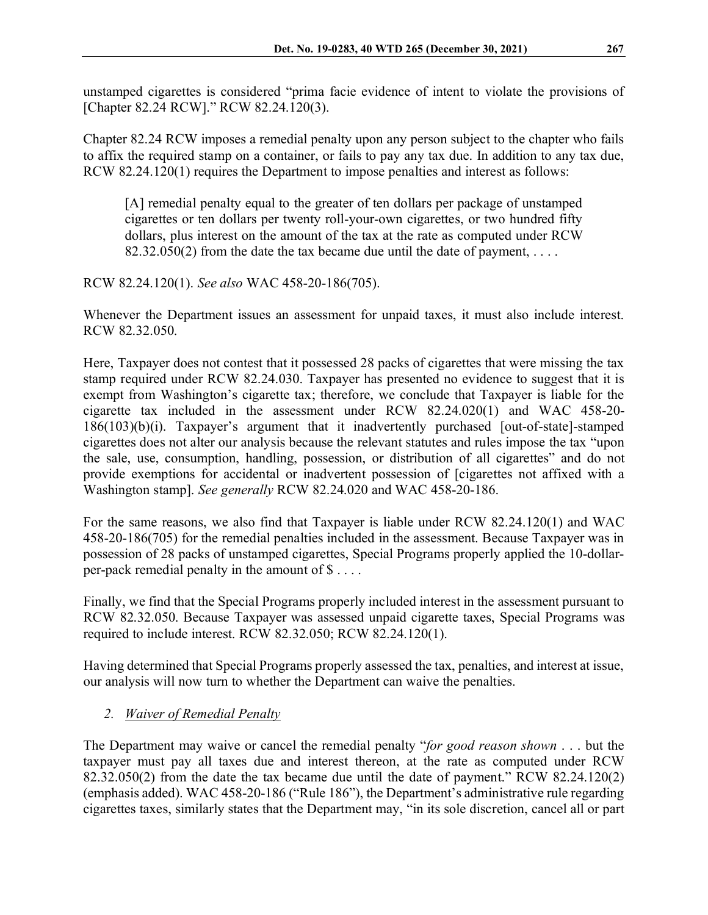unstamped cigarettes is considered "prima facie evidence of intent to violate the provisions of [Chapter 82.24 RCW]." RCW 82.24.120(3).

Chapter 82.24 RCW imposes a remedial penalty upon any person subject to the chapter who fails to affix the required stamp on a container, or fails to pay any tax due. In addition to any tax due, RCW 82.24.120(1) requires the Department to impose penalties and interest as follows:

> [A] remedial penalty equal to the greater of ten dollars per package of unstamped cigarettes or ten dollars per twenty roll-your-own cigarettes, or two hundred fifty dollars, plus interest on the amount of the tax at the rate as computed under RCW 82.32.050(2) from the date the tax became due until the date of payment, . . . .

RCW 82.24.120(1). *See also* WAC 458-20-186(705).

Whenever the Department issues an assessment for unpaid taxes, it must also include interest. RCW 82.32.050.

Here, Taxpayer does not contest that it possessed 28 packs of cigarettes that were missing the tax stamp required under RCW 82.24.030. Taxpayer has presented no evidence to suggest that it is exempt from Washington's cigarette tax; therefore, we conclude that Taxpayer is liable for the cigarette tax included in the assessment under RCW 82.24.020(1) and WAC 458-20-186(103)(b)(i). Taxpayer's argument that it inadvertently purchased [out-of-state]-stamped cigarettes does not alter our analysis because the relevant statutes and rules impose the tax "upon the sale, use, consumption, handling, possession, or distribution of all cigarettes" and do not provide exemptions for accidental or inadvertent possession of [cigarettes not affixed with a Washington stamp]. *See generally* RCW 82.24.020 and WAC 458-20-186.

For the same reasons, we also find that Taxpayer is liable under RCW 82.24.120(1) and WAC 458-20-186(705) for the remedial penalties included in the assessment. Because Taxpayer was in possession of 28 packs of unstamped cigarettes, Special Programs properly applied the 10-dollar-per-pack remedial penalty in the amount of $ . . . .

Finally, we find that the Special Programs properly included interest in the assessment pursuant to RCW 82.32.050. Because Taxpayer was assessed unpaid cigarette taxes, Special Programs was required to include interest. RCW 82.32.050; RCW 82.24.120(1).

Having determined that Special Programs properly assessed the tax, penalties, and interest at issue, our analysis will now turn to whether the Department can waive the penalties.

### *2. Waiver of Remedial Penalty*

The Department may waive or cancel the remedial penalty "*for good reason shown* . . . but the taxpayer must pay all taxes due and interest thereon, at the rate as computed under RCW 82.32.050(2) from the date the tax became due until the date of payment." RCW 82.24.120(2) (emphasis added). WAC 458-20-186 ("Rule 186"), the Department's administrative rule regarding cigarettes taxes, similarly states that the Department may, "in its sole discretion, cancel all or part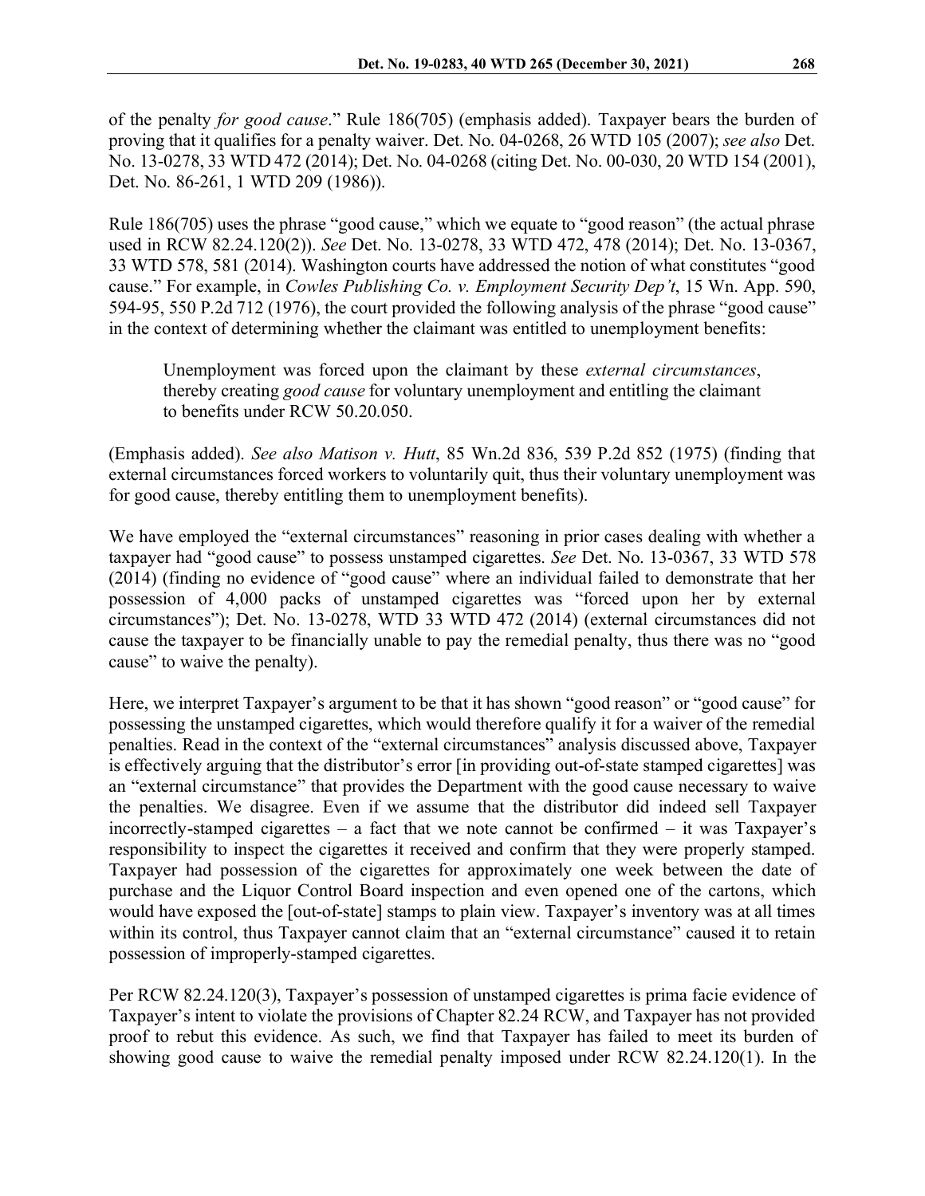of the penalty *for good cause*." Rule 186(705) (emphasis added). Taxpayer bears the burden of proving that it qualifies for a penalty waiver. Det. No. 04-0268, 26 WTD 105 (2007); *see also* Det. No. 13-0278, 33 WTD 472 (2014); Det. No. 04-0268 (citing Det. No. 00-030, 20 WTD 154 (2001), Det. No. 86-261, 1 WTD 209 (1986)).

Rule 186(705) uses the phrase "good cause," which we equate to "good reason" (the actual phrase used in RCW 82.24.120(2)). *See* Det. No. 13-0278, 33 WTD 472, 478 (2014); Det. No. 13-0367, 33 WTD 578, 581 (2014). Washington courts have addressed the notion of what constitutes "good cause." For example, in *Cowles Publishing Co. v. Employment Security Dep't*, 15 Wn. App. 590, 594-95, 550 P.2d 712 (1976), the court provided the following analysis of the phrase "good cause" in the context of determining whether the claimant was entitled to unemployment benefits:

> Unemployment was forced upon the claimant by these *external circumstances*, thereby creating *good cause* for voluntary unemployment and entitling the claimant to benefits under RCW 50.20.050.

(Emphasis added). *See also Matison v. Hutt*, 85 Wn.2d 836, 539 P.2d 852 (1975) (finding that external circumstances forced workers to voluntarily quit, thus their voluntary unemployment was for good cause, thereby entitling them to unemployment benefits).

We have employed the "external circumstances" reasoning in prior cases dealing with whether a taxpayer had "good cause" to possess unstamped cigarettes. *See* Det. No. 13-0367, 33 WTD 578 (2014) (finding no evidence of "good cause" where an individual failed to demonstrate that her possession of 4,000 packs of unstamped cigarettes was "forced upon her by external circumstances"); Det. No. 13-0278, WTD 33 WTD 472 (2014) (external circumstances did not cause the taxpayer to be financially unable to pay the remedial penalty, thus there was no "good cause" to waive the penalty).

Here, we interpret Taxpayer's argument to be that it has shown "good reason" or "good cause" for possessing the unstamped cigarettes, which would therefore qualify it for a waiver of the remedial penalties. Read in the context of the "external circumstances" analysis discussed above, Taxpayer is effectively arguing that the distributor's error [in providing out-of-state stamped cigarettes] was an "external circumstance" that provides the Department with the good cause necessary to waive the penalties. We disagree. Even if we assume that the distributor did indeed sell Taxpayer incorrectly-stamped cigarettes – a fact that we note cannot be confirmed – it was Taxpayer's responsibility to inspect the cigarettes it received and confirm that they were properly stamped. Taxpayer had possession of the cigarettes for approximately one week between the date of purchase and the Liquor Control Board inspection and even opened one of the cartons, which would have exposed the [out-of-state] stamps to plain view. Taxpayer's inventory was at all times within its control, thus Taxpayer cannot claim that an "external circumstance" caused it to retain possession of improperly-stamped cigarettes.

Per RCW 82.24.120(3), Taxpayer's possession of unstamped cigarettes is prima facie evidence of Taxpayer's intent to violate the provisions of Chapter 82.24 RCW, and Taxpayer has not provided proof to rebut this evidence. As such, we find that Taxpayer has failed to meet its burden of showing good cause to waive the remedial penalty imposed under RCW 82.24.120(1). In the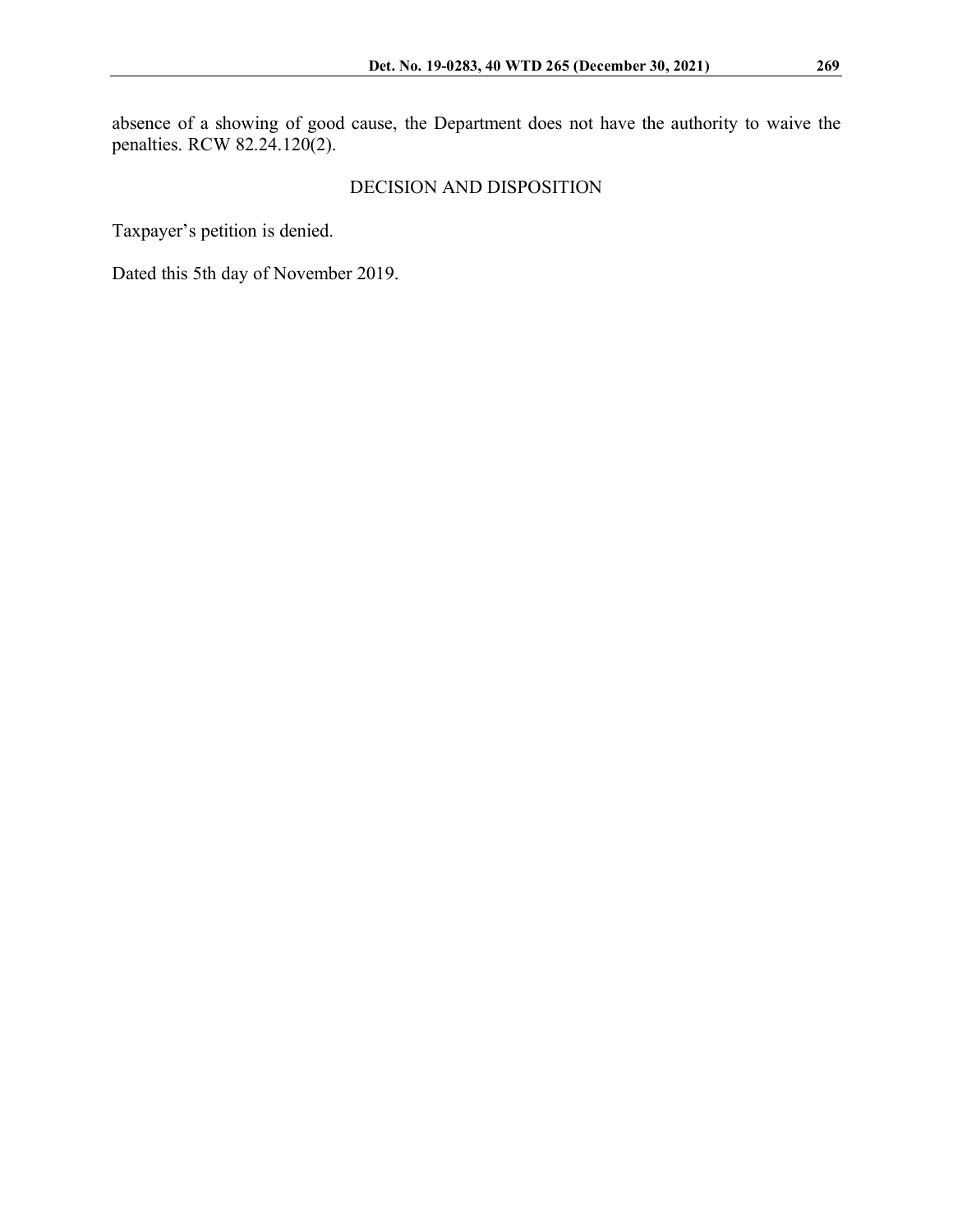absence of a showing of good cause, the Department does not have the authority to waive the penalties. RCW 82.24.120(2).

## DECISION AND DISPOSITION

Taxpayer's petition is denied.

Dated this 5th day of November 2019.